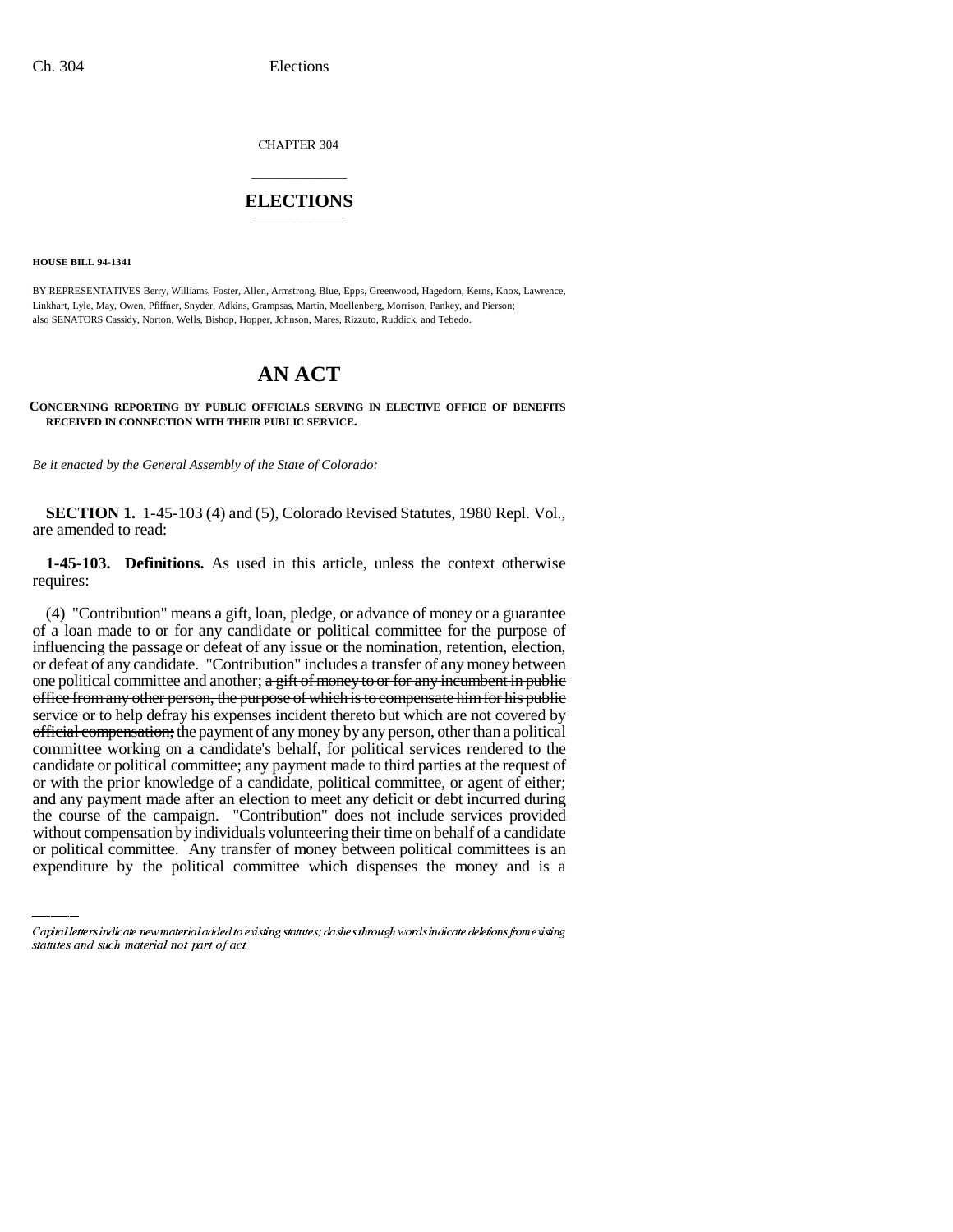CHAPTER 304

# ELECTIONS

**HOUSE BILL 94-1341**

BY REPRESENTATIVES Berry, Williams, Foster, Allen, Armstrong, Blue, Epps, Greenwood, Hagedorn, Kerns, Knox, Lawrence, Linkhart, Lyle, May, Owen, Pfiffner, Snyder, Adkins, Grampsas, Martin, Moellenberg, Morrison, Pankey, and Pierson; also SENATORS Cassidy, Norton, Wells, Bishop, Hopper, Johnson, Mares, Rizzuto, Ruddick, and Tebedo.

# AN ACT

**CONCERNING REPORTING BY PUBLIC OFFICIALS SERVING IN ELECTIVE OFFICE OF BENEFITS RECEIVED IN CONNECTION WITH THEIR PUBLIC SERVICE.**

*Be it enacted by the General Assembly of the State of Colorado:*

**SECTION 1.** 1-45-103 (4) and (5), Colorado Revised Statutes, 1980 Repl. Vol., are amended to read:

**1-45-103. Definitions.** As used in this article, unless the context otherwise requires:

(4) "Contribution" means a gift, loan, pledge, or advance of money or a guarantee of a loan made to or for any candidate or political committee for the purpose of influencing the passage or defeat of any issue or the nomination, retention, election, or defeat of any candidate. "Contribution" includes a transfer of any money between one political committee and another; ~~a gift of money to or for any incumbent in public office from any other person, the purpose of which is to compensate him for his public service or to help defray his expenses incident thereto but which are not covered by official compensation;~~ the payment of any money by any person, other than a political committee working on a candidate's behalf, for political services rendered to the candidate or political committee; any payment made to third parties at the request of or with the prior knowledge of a candidate, political committee, or agent of either; and any payment made after an election to meet any deficit or debt incurred during the course of the campaign. "Contribution" does not include services provided without compensation by individuals volunteering their time on behalf of a candidate or political committee. Any transfer of money between political committees is an expenditure by the political committee which dispenses the money and is a

Capital letters indicate new material added to existing statutes; dashes through words indicate deletions from existing statutes and such material not part of act.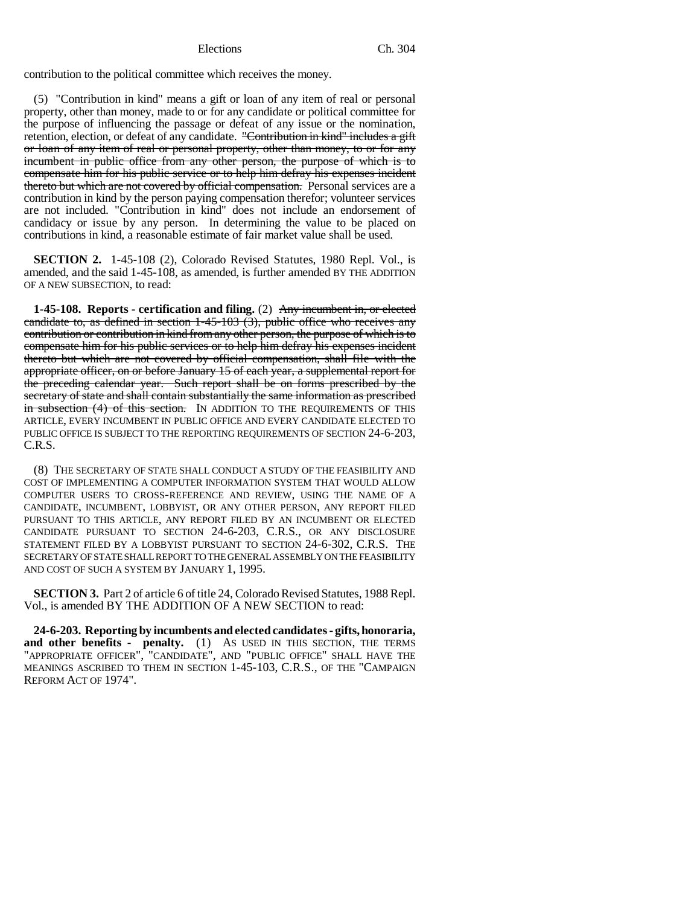contribution to the political committee which receives the money.

(5) "Contribution in kind" means a gift or loan of any item of real or personal property, other than money, made to or for any candidate or political committee for the purpose of influencing the passage or defeat of any issue or the nomination, retention, election, or defeat of any candidate. ~~"Contribution in kind" includes a gift or loan of any item of real or personal property, other than money, to or for any incumbent in public office from any other person, the purpose of which is to compensate him for his public service or to help him defray his expenses incident thereto but which are not covered by official compensation.~~ Personal services are a contribution in kind by the person paying compensation therefor; volunteer services are not included. "Contribution in kind" does not include an endorsement of candidacy or issue by any person. In determining the value to be placed on contributions in kind, a reasonable estimate of fair market value shall be used.

**SECTION 2.** 1-45-108 (2), Colorado Revised Statutes, 1980 Repl. Vol., is amended, and the said 1-45-108, as amended, is further amended BY THE ADDITION OF A NEW SUBSECTION, to read:

**1-45-108. Reports - certification and filing.** (2) ~~Any incumbent in, or elected candidate to, as defined in section 1-45-103 (3), public office who receives any contribution or contribution in kind from any other person, the purpose of which is to compensate him for his public services or to help him defray his expenses incident thereto but which are not covered by official compensation, shall file with the appropriate officer, on or before January 15 of each year, a supplemental report for the preceding calendar year. Such report shall be on forms prescribed by the secretary of state and shall contain substantially the same information as prescribed in subsection (4) of this section.~~ IN ADDITION TO THE REQUIREMENTS OF THIS ARTICLE, EVERY INCUMBENT IN PUBLIC OFFICE AND EVERY CANDIDATE ELECTED TO PUBLIC OFFICE IS SUBJECT TO THE REPORTING REQUIREMENTS OF SECTION 24-6-203, C.R.S.

(8) THE SECRETARY OF STATE SHALL CONDUCT A STUDY OF THE FEASIBILITY AND COST OF IMPLEMENTING A COMPUTER INFORMATION SYSTEM THAT WOULD ALLOW COMPUTER USERS TO CROSS-REFERENCE AND REVIEW, USING THE NAME OF A CANDIDATE, INCUMBENT, LOBBYIST, OR ANY OTHER PERSON, ANY REPORT FILED PURSUANT TO THIS ARTICLE, ANY REPORT FILED BY AN INCUMBENT OR ELECTED CANDIDATE PURSUANT TO SECTION 24-6-203, C.R.S., OR ANY DISCLOSURE STATEMENT FILED BY A LOBBYIST PURSUANT TO SECTION 24-6-302, C.R.S. THE SECRETARY OF STATE SHALL REPORT TO THE GENERAL ASSEMBLY ON THE FEASIBILITY AND COST OF SUCH A SYSTEM BY JANUARY 1, 1995.

**SECTION 3.** Part 2 of article 6 of title 24, Colorado Revised Statutes, 1988 Repl. Vol., is amended BY THE ADDITION OF A NEW SECTION to read:

**24-6-203. Reporting by incumbents and elected candidates - gifts, honoraria, and other benefits - penalty.** (1) AS USED IN THIS SECTION, THE TERMS "APPROPRIATE OFFICER", "CANDIDATE", AND "PUBLIC OFFICE" SHALL HAVE THE MEANINGS ASCRIBED TO THEM IN SECTION 1-45-103, C.R.S., OF THE "CAMPAIGN REFORM ACT OF 1974".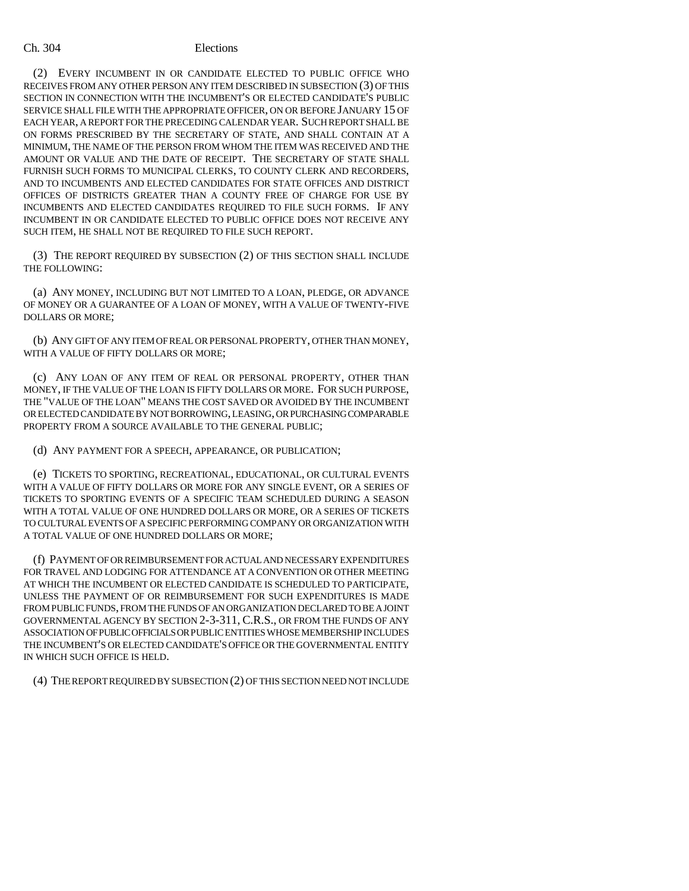(2) EVERY INCUMBENT IN OR CANDIDATE ELECTED TO PUBLIC OFFICE WHO RECEIVES FROM ANY OTHER PERSON ANY ITEM DESCRIBED IN SUBSECTION (3) OF THIS SECTION IN CONNECTION WITH THE INCUMBENT'S OR ELECTED CANDIDATE'S PUBLIC SERVICE SHALL FILE WITH THE APPROPRIATE OFFICER, ON OR BEFORE JANUARY 15 OF EACH YEAR, A REPORT FOR THE PRECEDING CALENDAR YEAR. SUCH REPORT SHALL BE ON FORMS PRESCRIBED BY THE SECRETARY OF STATE, AND SHALL CONTAIN AT A MINIMUM, THE NAME OF THE PERSON FROM WHOM THE ITEM WAS RECEIVED AND THE AMOUNT OR VALUE AND THE DATE OF RECEIPT. THE SECRETARY OF STATE SHALL FURNISH SUCH FORMS TO MUNICIPAL CLERKS, TO COUNTY CLERK AND RECORDERS, AND TO INCUMBENTS AND ELECTED CANDIDATES FOR STATE OFFICES AND DISTRICT OFFICES OF DISTRICTS GREATER THAN A COUNTY FREE OF CHARGE FOR USE BY INCUMBENTS AND ELECTED CANDIDATES REQUIRED TO FILE SUCH FORMS. IF ANY INCUMBENT IN OR CANDIDATE ELECTED TO PUBLIC OFFICE DOES NOT RECEIVE ANY SUCH ITEM, HE SHALL NOT BE REQUIRED TO FILE SUCH REPORT.

(3) THE REPORT REQUIRED BY SUBSECTION (2) OF THIS SECTION SHALL INCLUDE THE FOLLOWING:

(a) ANY MONEY, INCLUDING BUT NOT LIMITED TO A LOAN, PLEDGE, OR ADVANCE OF MONEY OR A GUARANTEE OF A LOAN OF MONEY, WITH A VALUE OF TWENTY-FIVE DOLLARS OR MORE;

(b) ANY GIFT OF ANY ITEM OF REAL OR PERSONAL PROPERTY, OTHER THAN MONEY, WITH A VALUE OF FIFTY DOLLARS OR MORE;

(c) ANY LOAN OF ANY ITEM OF REAL OR PERSONAL PROPERTY, OTHER THAN MONEY, IF THE VALUE OF THE LOAN IS FIFTY DOLLARS OR MORE. FOR SUCH PURPOSE, THE "VALUE OF THE LOAN" MEANS THE COST SAVED OR AVOIDED BY THE INCUMBENT OR ELECTED CANDIDATE BY NOT BORROWING, LEASING, OR PURCHASING COMPARABLE PROPERTY FROM A SOURCE AVAILABLE TO THE GENERAL PUBLIC;

(d) ANY PAYMENT FOR A SPEECH, APPEARANCE, OR PUBLICATION;

(e) TICKETS TO SPORTING, RECREATIONAL, EDUCATIONAL, OR CULTURAL EVENTS WITH A VALUE OF FIFTY DOLLARS OR MORE FOR ANY SINGLE EVENT, OR A SERIES OF TICKETS TO SPORTING EVENTS OF A SPECIFIC TEAM SCHEDULED DURING A SEASON WITH A TOTAL VALUE OF ONE HUNDRED DOLLARS OR MORE, OR A SERIES OF TICKETS TO CULTURAL EVENTS OF A SPECIFIC PERFORMING COMPANY OR ORGANIZATION WITH A TOTAL VALUE OF ONE HUNDRED DOLLARS OR MORE;

(f) PAYMENT OF OR REIMBURSEMENT FOR ACTUAL AND NECESSARY EXPENDITURES FOR TRAVEL AND LODGING FOR ATTENDANCE AT A CONVENTION OR OTHER MEETING AT WHICH THE INCUMBENT OR ELECTED CANDIDATE IS SCHEDULED TO PARTICIPATE, UNLESS THE PAYMENT OF OR REIMBURSEMENT FOR SUCH EXPENDITURES IS MADE FROM PUBLIC FUNDS, FROM THE FUNDS OF AN ORGANIZATION DECLARED TO BE A JOINT GOVERNMENTAL AGENCY BY SECTION 2-3-311, C.R.S., OR FROM THE FUNDS OF ANY ASSOCIATION OF PUBLIC OFFICIALS OR PUBLIC ENTITIES WHOSE MEMBERSHIP INCLUDES THE INCUMBENT'S OR ELECTED CANDIDATE'S OFFICE OR THE GOVERNMENTAL ENTITY IN WHICH SUCH OFFICE IS HELD.

(4) THE REPORT REQUIRED BY SUBSECTION (2) OF THIS SECTION NEED NOT INCLUDE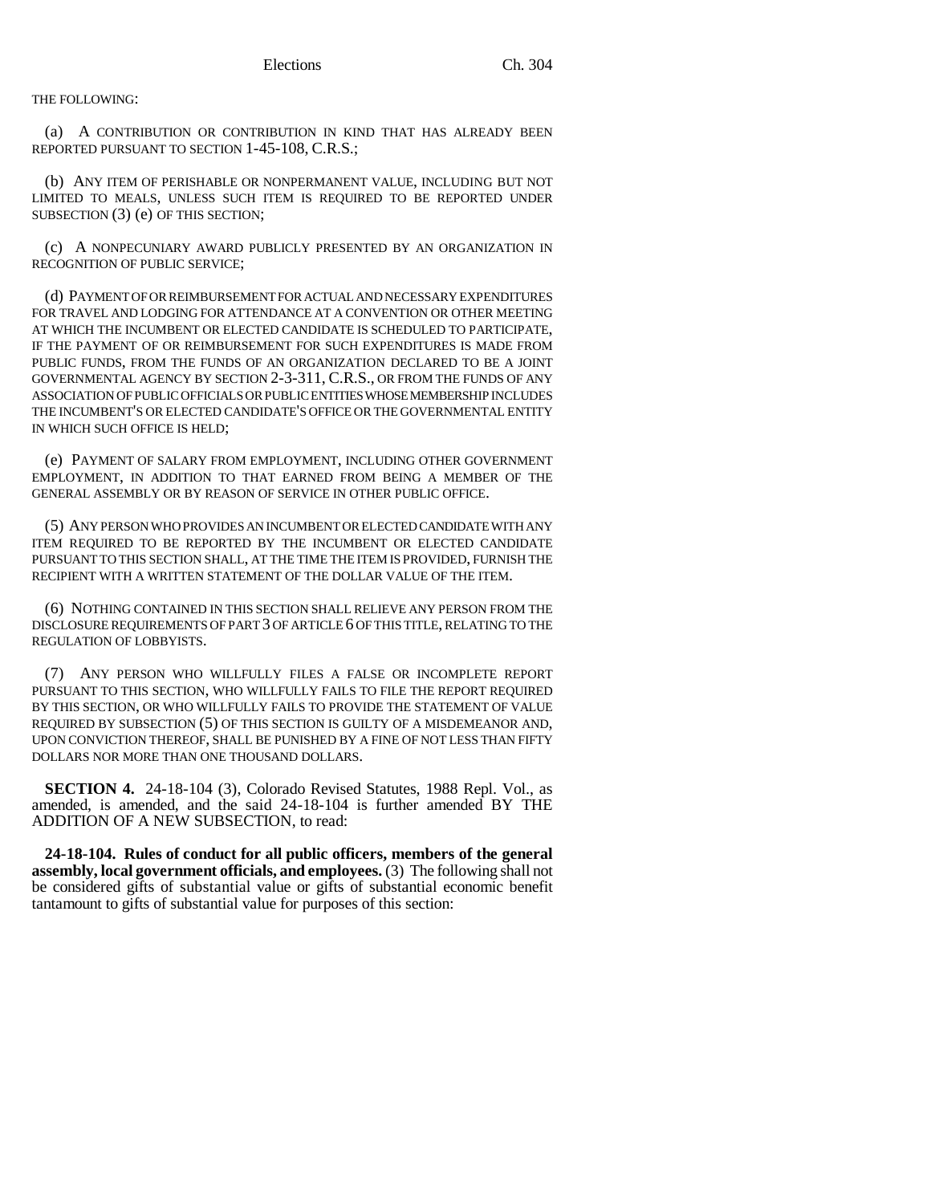THE FOLLOWING:

(a) A CONTRIBUTION OR CONTRIBUTION IN KIND THAT HAS ALREADY BEEN REPORTED PURSUANT TO SECTION 1-45-108, C.R.S.;

(b) ANY ITEM OF PERISHABLE OR NONPERMANENT VALUE, INCLUDING BUT NOT LIMITED TO MEALS, UNLESS SUCH ITEM IS REQUIRED TO BE REPORTED UNDER SUBSECTION (3) (e) OF THIS SECTION;

(c) A NONPECUNIARY AWARD PUBLICLY PRESENTED BY AN ORGANIZATION IN RECOGNITION OF PUBLIC SERVICE;

(d) PAYMENT OF OR REIMBURSEMENT FOR ACTUAL AND NECESSARY EXPENDITURES FOR TRAVEL AND LODGING FOR ATTENDANCE AT A CONVENTION OR OTHER MEETING AT WHICH THE INCUMBENT OR ELECTED CANDIDATE IS SCHEDULED TO PARTICIPATE, IF THE PAYMENT OF OR REIMBURSEMENT FOR SUCH EXPENDITURES IS MADE FROM PUBLIC FUNDS, FROM THE FUNDS OF AN ORGANIZATION DECLARED TO BE A JOINT GOVERNMENTAL AGENCY BY SECTION 2-3-311, C.R.S., OR FROM THE FUNDS OF ANY ASSOCIATION OF PUBLIC OFFICIALS OR PUBLIC ENTITIES WHOSE MEMBERSHIP INCLUDES THE INCUMBENT'S OR ELECTED CANDIDATE'S OFFICE OR THE GOVERNMENTAL ENTITY IN WHICH SUCH OFFICE IS HELD;

(e) PAYMENT OF SALARY FROM EMPLOYMENT, INCLUDING OTHER GOVERNMENT EMPLOYMENT, IN ADDITION TO THAT EARNED FROM BEING A MEMBER OF THE GENERAL ASSEMBLY OR BY REASON OF SERVICE IN OTHER PUBLIC OFFICE.

(5) ANY PERSON WHO PROVIDES AN INCUMBENT OR ELECTED CANDIDATE WITH ANY ITEM REQUIRED TO BE REPORTED BY THE INCUMBENT OR ELECTED CANDIDATE PURSUANT TO THIS SECTION SHALL, AT THE TIME THE ITEM IS PROVIDED, FURNISH THE RECIPIENT WITH A WRITTEN STATEMENT OF THE DOLLAR VALUE OF THE ITEM.

(6) NOTHING CONTAINED IN THIS SECTION SHALL RELIEVE ANY PERSON FROM THE DISCLOSURE REQUIREMENTS OF PART 3 OF ARTICLE 6 OF THIS TITLE, RELATING TO THE REGULATION OF LOBBYISTS.

(7) ANY PERSON WHO WILLFULLY FILES A FALSE OR INCOMPLETE REPORT PURSUANT TO THIS SECTION, WHO WILLFULLY FAILS TO FILE THE REPORT REQUIRED BY THIS SECTION, OR WHO WILLFULLY FAILS TO PROVIDE THE STATEMENT OF VALUE REQUIRED BY SUBSECTION (5) OF THIS SECTION IS GUILTY OF A MISDEMEANOR AND, UPON CONVICTION THEREOF, SHALL BE PUNISHED BY A FINE OF NOT LESS THAN FIFTY DOLLARS NOR MORE THAN ONE THOUSAND DOLLARS.

**SECTION 4.** 24-18-104 (3), Colorado Revised Statutes, 1988 Repl. Vol., as amended, is amended, and the said 24-18-104 is further amended BY THE ADDITION OF A NEW SUBSECTION, to read:

**24-18-104. Rules of conduct for all public officers, members of the general assembly, local government officials, and employees.** (3) The following shall not be considered gifts of substantial value or gifts of substantial economic benefit tantamount to gifts of substantial value for purposes of this section: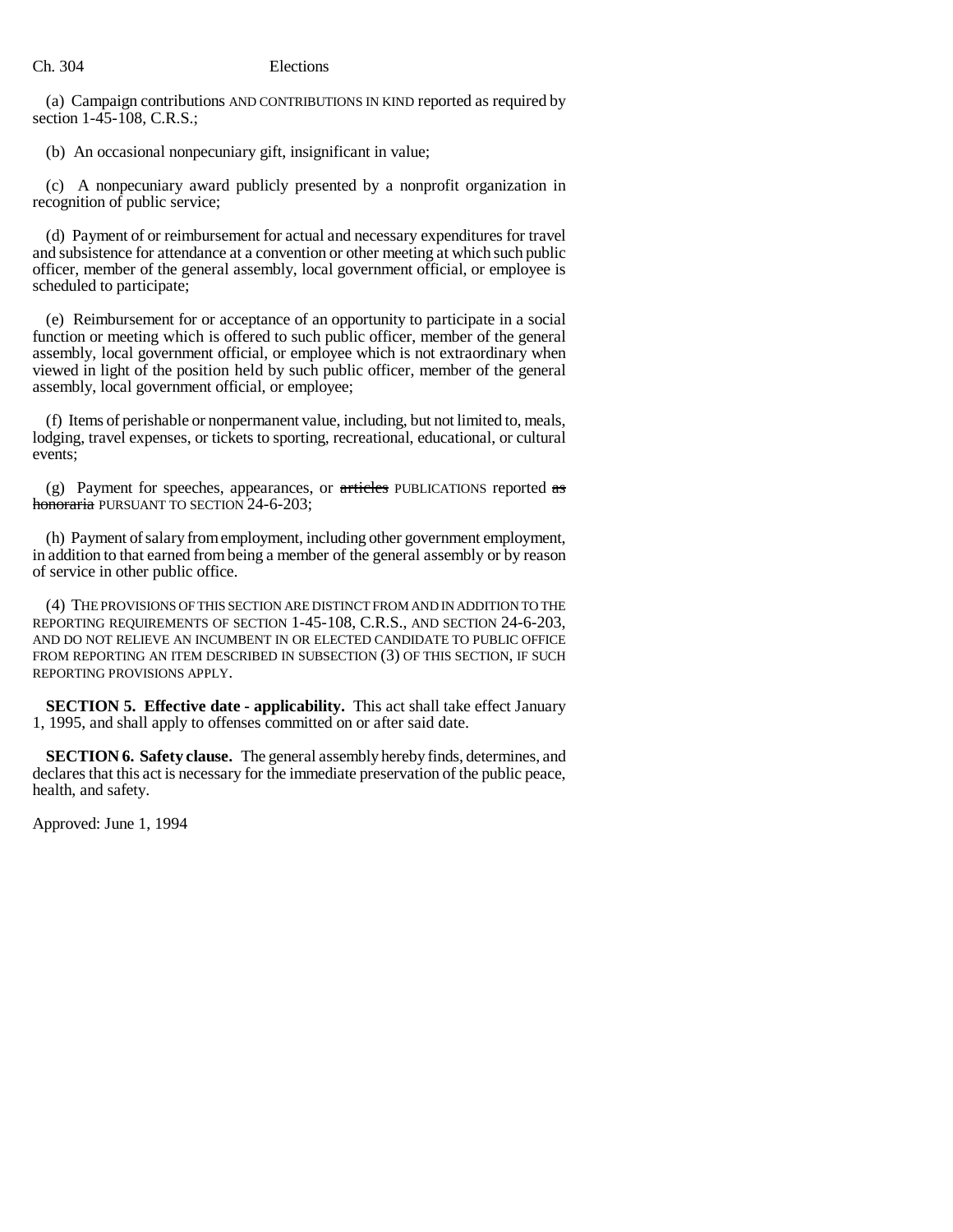(a) Campaign contributions AND CONTRIBUTIONS IN KIND reported as required by section 1-45-108, C.R.S.;

(b) An occasional nonpecuniary gift, insignificant in value;

(c) A nonpecuniary award publicly presented by a nonprofit organization in recognition of public service;

(d) Payment of or reimbursement for actual and necessary expenditures for travel and subsistence for attendance at a convention or other meeting at which such public officer, member of the general assembly, local government official, or employee is scheduled to participate;

(e) Reimbursement for or acceptance of an opportunity to participate in a social function or meeting which is offered to such public officer, member of the general assembly, local government official, or employee which is not extraordinary when viewed in light of the position held by such public officer, member of the general assembly, local government official, or employee;

(f) Items of perishable or nonpermanent value, including, but not limited to, meals, lodging, travel expenses, or tickets to sporting, recreational, educational, or cultural events;

(g) Payment for speeches, appearances, or ~~articles~~ PUBLICATIONS reported ~~as honoraria~~ PURSUANT TO SECTION 24-6-203;

(h) Payment of salary from employment, including other government employment, in addition to that earned from being a member of the general assembly or by reason of service in other public office.

(4) THE PROVISIONS OF THIS SECTION ARE DISTINCT FROM AND IN ADDITION TO THE REPORTING REQUIREMENTS OF SECTION 1-45-108, C.R.S., AND SECTION 24-6-203, AND DO NOT RELIEVE AN INCUMBENT IN OR ELECTED CANDIDATE TO PUBLIC OFFICE FROM REPORTING AN ITEM DESCRIBED IN SUBSECTION (3) OF THIS SECTION, IF SUCH REPORTING PROVISIONS APPLY.

**SECTION 5. Effective date - applicability.** This act shall take effect January 1, 1995, and shall apply to offenses committed on or after said date.

**SECTION 6. Safety clause.** The general assembly hereby finds, determines, and declares that this act is necessary for the immediate preservation of the public peace, health, and safety.

Approved: June 1, 1994